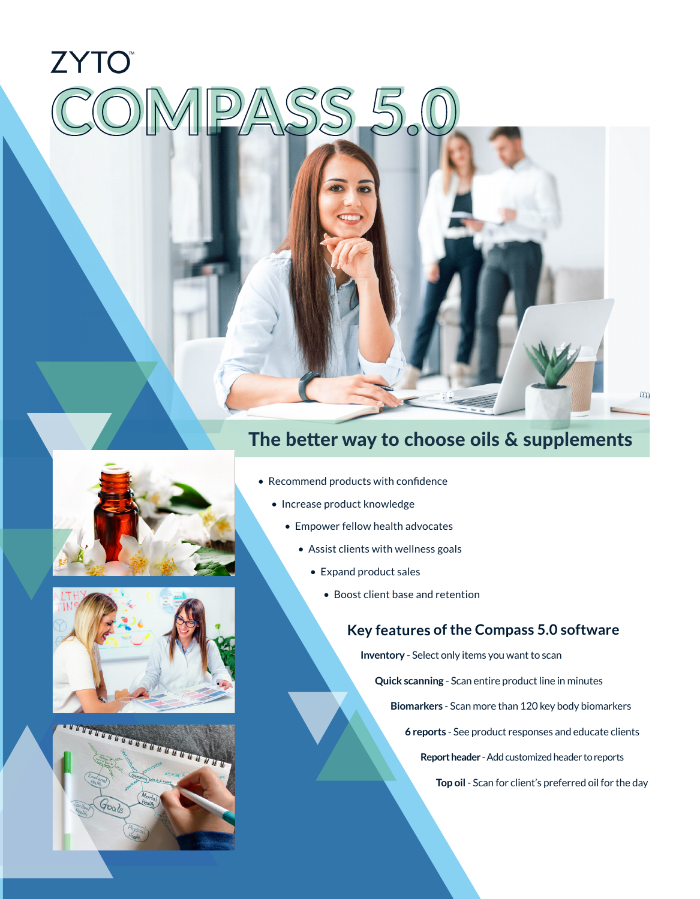ZYTO™

# COMPASS 5.0

## The better way to choose oils & supplements

- Recommend products with confidence
- Increase product knowledge
- Empower fellow health advocates
- Assist clients with wellness goals
- Expand product sales
- Boost client base and retention

## Key features of the Compass 5.0 software

**Inventory** - Select only items you want to scan

**Quick scanning** - Scan entire product line in minutes

**Biomarkers** - Scan more than 120 key body biomarkers

**6 reports** - See product responses and educate clients

**Report header** - Add customized header to reports

**Top oil** - Scan for client's preferred oil for the day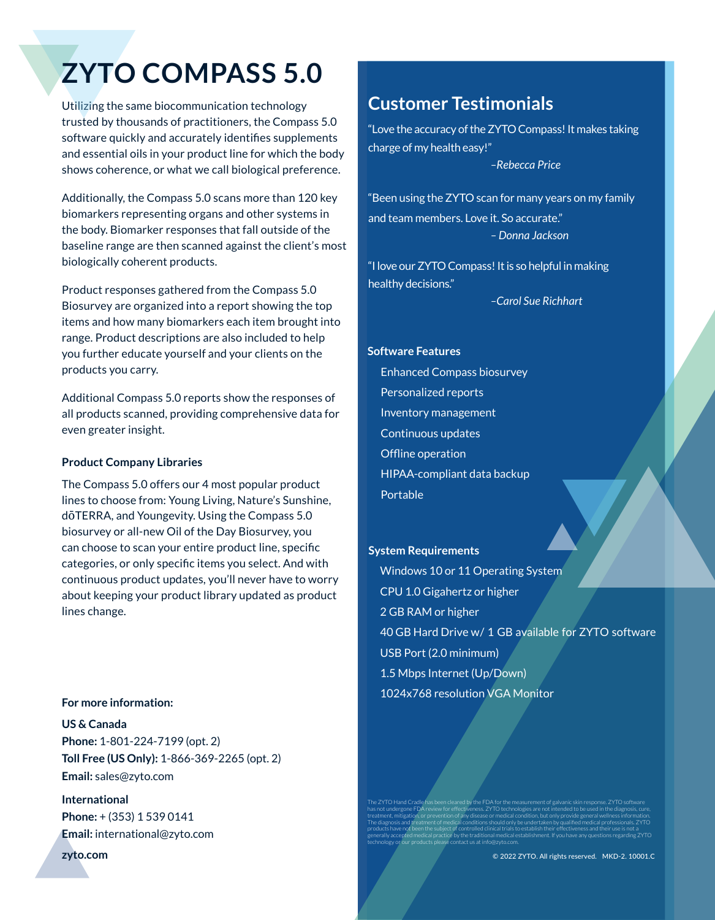# ZYTO COMPASS 5.0

Utilizing the same biocommunication technology trusted by thousands of practitioners, the Compass 5.0 software quickly and accurately identifies supplements and essential oils in your product line for which the body shows coherence, or what we call biological preference.

Additionally, the Compass 5.0 scans more than 120 key biomarkers representing organs and other systems in the body. Biomarker responses that fall outside of the baseline range are then scanned against the client's most biologically coherent products.

Product responses gathered from the Compass 5.0 Biosurvey are organized into a report showing the top items and how many biomarkers each item brought into range. Product descriptions are also included to help you further educate yourself and your clients on the products you carry.

Additional Compass 5.0 reports show the responses of all products scanned, providing comprehensive data for even greater insight.

**Product Company Libraries**

The Compass 5.0 offers our 4 most popular product lines to choose from: Young Living, Nature's Sunshine, dōTERRA, and Youngevity. Using the Compass 5.0 biosurvey or all-new Oil of the Day Biosurvey, you can choose to scan your entire product line, specific categories, or only specific items you select. And with continuous product updates, you'll never have to worry about keeping your product library updated as product lines change.

**For more information:**

**US & Canada**
**Phone:** 1-801-224-7199 (opt. 2)
**Toll Free (US Only):** 1-866-369-2265 (opt. 2)
**Email:** sales@zyto.com

**International**
**Phone:** + (353) 1 539 0141
**Email:** international@zyto.com

**zyto.com**

## Customer Testimonials

"Love the accuracy of the ZYTO Compass! It makes taking charge of my health easy!"

*–Rebecca Price*

"Been using the ZYTO scan for many years on my family and team members. Love it. So accurate."

*– Donna Jackson*

"I love our ZYTO Compass! It is so helpful in making healthy decisions."

*–Carol Sue Richhart*

**Software Features**

- Enhanced Compass biosurvey
- Personalized reports
- Inventory management
- Continuous updates
- Offline operation
- HIPAA-compliant data backup
- Portable

**System Requirements**

- Windows 10 or 11 Operating System
- CPU 1.0 Gigahertz or higher
- 2 GB RAM or higher
- 40 GB Hard Drive w/ 1 GB available for ZYTO software
- USB Port (2.0 minimum)
- 1.5 Mbps Internet (Up/Down)
- 1024x768 resolution VGA Monitor

The ZYTO Hand Cradle has been cleared by the FDA for the measurement of galvanic skin response. ZYTO software has not undergone FDA review for effectiveness. ZYTO technologies are not intended to be used in the diagnosis, cure, treatment, mitigation, or prevention of any disease or medical condition, but only provide general wellness information. The diagnosis and treatment of medical conditions should only be undertaken by qualified medical professionals. ZYTO products have not been the subject of controlled clinical trials to establish their effectiveness and their use is not a generally accepted medical practice by the traditional medical establishment. If you have any questions regarding ZYTO technology or our products please contact us at info@zyto.com.

© 2022 ZYTO. All rights reserved. MKD-2. 10001.C